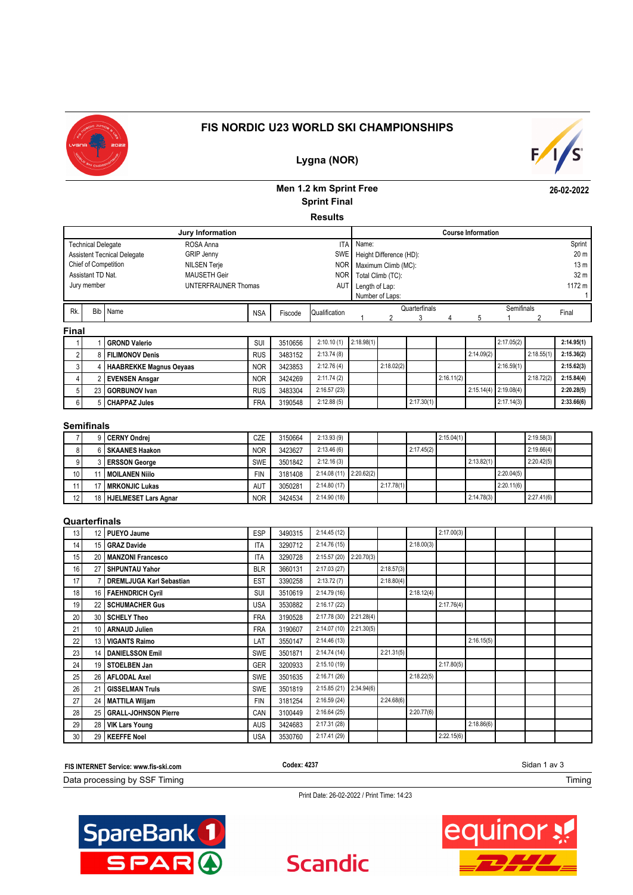# FIS NORDIC U23 WORLD SKI CHAMPIONSHIPS

## Lygna (NOR)

### Men 1.2 km Sprint Free
### Sprint Final
### Results

**26-02-2022**

| Jury Information | | | Course Information | |
|---|---|---|---|---|
| Technical Delegate | ROSA Anna | ITA | Name: | Sprint |
| Assistent Tecnical Delegate | GRIP Jenny | SWE | Height Difference (HD): | 20 m |
| Chief of Competition | NILSEN Terje | NOR | Maximum Climb (MC): | 13 m |
| Assistant TD Nat. | MAUSETH Geir | NOR | Total Climb (TC): | 32 m |
| Jury member | UNTERFRAUNER Thomas | AUT | Length of Lap: | 1172 m |
| | | | Number of Laps: | 1 |

| Rk. | Bib | Name | NSA | Fiscode | Qualification | Quarterfinals 1 | Quarterfinals 2 | Quarterfinals 3 | Quarterfinals 4 | Quarterfinals 5 | Semifinals 1 | Semifinals 2 | Final |
|---|---|---|---|---|---|---|---|---|---|---|---|---|---|
| **Final** | | | | | | | | | | | | | |
| 1 | 1 | **GROND Valerio** | SUI | 3510656 | 2:10.10 (1) | 2:18.98(1) | | | | | 2:17.05(2) | | **2:14.95(1)** |
| 2 | 8 | **FILIMONOV Denis** | RUS | 3483152 | 2:13.74 (8) | | | | | 2:14.09(2) | | 2:18.55(1) | **2:15.36(2)** |
| 3 | 4 | **HAABREKKE Magnus Oeyaas** | NOR | 3423853 | 2:12.76 (4) | | 2:18.02(2) | | | | 2:16.59(1) | | **2:15.62(3)** |
| 4 | 2 | **EVENSEN Ansgar** | NOR | 3424269 | 2:11.74 (2) | | | | 2:16.11(2) | | | 2:18.72(2) | **2:15.84(4)** |
| 5 | 23 | **GORBUNOV Ivan** | RUS | 3483304 | 2:16.57 (23) | | | | | 2:15.14(4) | 2:19.08(4) | | **2:20.28(5)** |
| 6 | 5 | **CHAPPAZ Jules** | FRA | 3190548 | 2:12.88 (5) | | | 2:17.30(1) | | | 2:17.14(3) | | **2:33.66(6)** |
| **Semifinals** | | | | | | | | | | | | | |
| 7 | 9 | **CERNY Ondrej** | CZE | 3150664 | 2:13.93 (9) | | | | 2:15.04(1) | | | 2:19.58(3) | |
| 8 | 6 | **SKAANES Haakon** | NOR | 3423627 | 2:13.46 (6) | | | 2:17.45(2) | | | | 2:19.66(4) | |
| 9 | 3 | **ERSSON George** | SWE | 3501842 | 2:12.16 (3) | | | | | 2:13.82(1) | | 2:20.42(5) | |
| 10 | 11 | **MOILANEN Niilo** | FIN | 3181408 | 2:14.08 (11) | 2:20.62(2) | | | | | 2:20.04(5) | | |
| 11 | 17 | **MRKONJIC Lukas** | AUT | 3050281 | 2:14.80 (17) | | 2:17.78(1) | | | | 2:20.11(6) | | |
| 12 | 18 | **HJELMESET Lars Agnar** | NOR | 3424534 | 2:14.90 (18) | | | | | 2:14.78(3) | | 2:27.41(6) | |
| **Quarterfinals** | | | | | | | | | | | | | |
| 13 | 12 | **PUEYO Jaume** | ESP | 3490315 | 2:14.45 (12) | | | | 2:17.00(3) | | | | |
| 14 | 15 | **GRAZ Davide** | ITA | 3290712 | 2:14.76 (15) | | | 2:18.00(3) | | | | | |
| 15 | 20 | **MANZONI Francesco** | ITA | 3290728 | 2:15.57 (20) | 2:20.70(3) | | | | | | | |
| 16 | 27 | **SHPUNTAU Yahor** | BLR | 3660131 | 2:17.03 (27) | | 2:18.57(3) | | | | | | |
| 17 | 7 | **DREMLJUGA Karl Sebastian** | EST | 3390258 | 2:13.72 (7) | | 2:18.80(4) | | | | | | |
| 18 | 16 | **FAEHNDRICH Cyril** | SUI | 3510619 | 2:14.79 (16) | | | 2:18.12(4) | | | | | |
| 19 | 22 | **SCHUMACHER Gus** | USA | 3530882 | 2:16.17 (22) | | | | 2:17.76(4) | | | | |
| 20 | 30 | **SCHELY Theo** | FRA | 3190528 | 2:17.78 (30) | 2:21.28(4) | | | | | | | |
| 21 | 10 | **ARNAUD Julien** | FRA | 3190607 | 2:14.07 (10) | 2:21.30(5) | | | | | | | |
| 22 | 13 | **VIGANTS Raimo** | LAT | 3550147 | 2:14.46 (13) | | | | | 2:16.15(5) | | | |
| 23 | 14 | **DANIELSSON Emil** | SWE | 3501871 | 2:14.74 (14) | | 2:21.31(5) | | | | | | |
| 24 | 19 | **STOELBEN Jan** | GER | 3200933 | 2:15.10 (19) | | | | 2:17.80(5) | | | | |
| 25 | 26 | **AFLODAL Axel** | SWE | 3501635 | 2:16.71 (26) | | | 2:18.22(5) | | | | | |
| 26 | 21 | **GISSELMAN Truls** | SWE | 3501819 | 2:15.85 (21) | 2:34.94(6) | | | | | | | |
| 27 | 24 | **MATTILA Wiljam** | FIN | 3181254 | 2:16.59 (24) | | 2:24.68(6) | | | | | | |
| 28 | 25 | **GRALL-JOHNSON Pierre** | CAN | 3100449 | 2:16.64 (25) | | | 2:20.77(6) | | | | | |
| 29 | 28 | **VIK Lars Young** | AUS | 3424683 | 2:17.31 (28) | | | | | 2:18.86(6) | | | |
| 30 | 29 | **KEEFFE Noel** | USA | 3530760 | 2:17.41 (29) | | | | 2:22.15(6) | | | | |

FIS INTERNET Service: www.fis-ski.com

Codex: 4237

Data processing by SSF Timing

Timing

Print Date: 26-02-2022 / Print Time: 14:23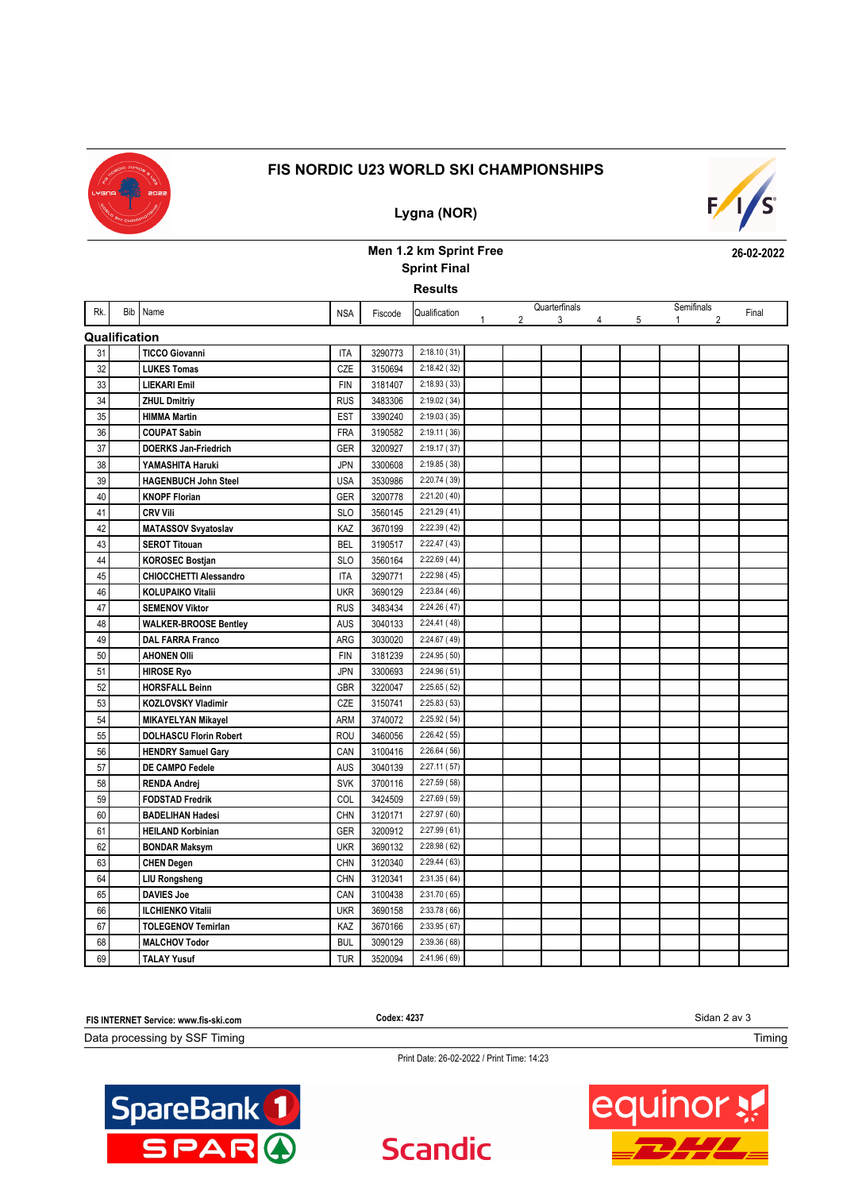# FIS NORDIC U23 WORLD SKI CHAMPIONSHIPS

## Lygna (NOR)

### Men 1.2 km Sprint Free
### Sprint Final
### Results

26-02-2022

| Rk. | Bib | Name | NSA | Fiscode | Qualification | Quarterfinals 1 | 2 | 3 | 4 | 5 | Semifinals 1 | 2 | Final |
|---|---|---|---|---|---|---|---|---|---|---|---|---|---|
| **Qualification** | | | | | | | | | | | | | |
| 31 | | **TICCO Giovanni** | ITA | 3290773 | 2:18.10 ( 31) | | | | | | | | |
| 32 | | **LUKES Tomas** | CZE | 3150694 | 2:18.42 ( 32) | | | | | | | | |
| 33 | | **LIEKARI Emil** | FIN | 3181407 | 2:18.93 ( 33) | | | | | | | | |
| 34 | | **ZHUL Dmitriy** | RUS | 3483306 | 2:19.02 ( 34) | | | | | | | | |
| 35 | | **HIMMA Martin** | EST | 3390240 | 2:19.03 ( 35) | | | | | | | | |
| 36 | | **COUPAT Sabin** | FRA | 3190582 | 2:19.11 ( 36) | | | | | | | | |
| 37 | | **DOERKS Jan-Friedrich** | GER | 3200927 | 2:19.17 ( 37) | | | | | | | | |
| 38 | | **YAMASHITA Haruki** | JPN | 3300608 | 2:19.85 ( 38) | | | | | | | | |
| 39 | | **HAGENBUCH John Steel** | USA | 3530986 | 2:20.74 ( 39) | | | | | | | | |
| 40 | | **KNOPF Florian** | GER | 3200778 | 2:21.20 ( 40) | | | | | | | | |
| 41 | | **CRV Vili** | SLO | 3560145 | 2:21.29 ( 41) | | | | | | | | |
| 42 | | **MATASSOV Svyatoslav** | KAZ | 3670199 | 2:22.39 ( 42) | | | | | | | | |
| 43 | | **SEROT Titouan** | BEL | 3190517 | 2:22.47 ( 43) | | | | | | | | |
| 44 | | **KOROSEC Bostjan** | SLO | 3560164 | 2:22.69 ( 44) | | | | | | | | |
| 45 | | **CHIOCCHETTI Alessandro** | ITA | 3290771 | 2:22.98 ( 45) | | | | | | | | |
| 46 | | **KOLUPAIKO Vitalii** | UKR | 3690129 | 2:23.84 ( 46) | | | | | | | | |
| 47 | | **SEMENOV Viktor** | RUS | 3483434 | 2:24.26 ( 47) | | | | | | | | |
| 48 | | **WALKER-BROOSE Bentley** | AUS | 3040133 | 2:24.41 ( 48) | | | | | | | | |
| 49 | | **DAL FARRA Franco** | ARG | 3030020 | 2:24.67 ( 49) | | | | | | | | |
| 50 | | **AHONEN Olli** | FIN | 3181239 | 2:24.95 ( 50) | | | | | | | | |
| 51 | | **HIROSE Ryo** | JPN | 3300693 | 2:24.96 ( 51) | | | | | | | | |
| 52 | | **HORSFALL Beinn** | GBR | 3220047 | 2:25.65 ( 52) | | | | | | | | |
| 53 | | **KOZLOVSKY Vladimir** | CZE | 3150741 | 2:25.83 ( 53) | | | | | | | | |
| 54 | | **MIKAYELYAN Mikayel** | ARM | 3740072 | 2:25.92 ( 54) | | | | | | | | |
| 55 | | **DOLHASCU Florin Robert** | ROU | 3460056 | 2:26.42 ( 55) | | | | | | | | |
| 56 | | **HENDRY Samuel Gary** | CAN | 3100416 | 2:26.64 ( 56) | | | | | | | | |
| 57 | | **DE CAMPO Fedele** | AUS | 3040139 | 2:27.11 ( 57) | | | | | | | | |
| 58 | | **RENDA Andrej** | SVK | 3700116 | 2:27.59 ( 58) | | | | | | | | |
| 59 | | **FODSTAD Fredrik** | COL | 3424509 | 2:27.69 ( 59) | | | | | | | | |
| 60 | | **BADELIHAN Hadesi** | CHN | 3120171 | 2:27.97 ( 60) | | | | | | | | |
| 61 | | **HEILAND Korbinian** | GER | 3200912 | 2:27.99 ( 61) | | | | | | | | |
| 62 | | **BONDAR Maksym** | UKR | 3690132 | 2:28.98 ( 62) | | | | | | | | |
| 63 | | **CHEN Degen** | CHN | 3120340 | 2:29.44 ( 63) | | | | | | | | |
| 64 | | **LIU Rongsheng** | CHN | 3120341 | 2:31.35 ( 64) | | | | | | | | |
| 65 | | **DAVIES Joe** | CAN | 3100438 | 2:31.70 ( 65) | | | | | | | | |
| 66 | | **ILCHIENKO Vitalii** | UKR | 3690158 | 2:33.78 ( 66) | | | | | | | | |
| 67 | | **TOLEGENOV Temirlan** | KAZ | 3670166 | 2:33.95 ( 67) | | | | | | | | |
| 68 | | **MALCHOV Todor** | BUL | 3090129 | 2:39.36 ( 68) | | | | | | | | |
| 69 | | **TALAY Yusuf** | TUR | 3520094 | 2:41.96 ( 69) | | | | | | | | |

FIS INTERNET Service: www.fis-ski.com

Codex: 4237

Data processing by SSF Timing

Timing

Print Date: 26-02-2022 / Print Time: 14:23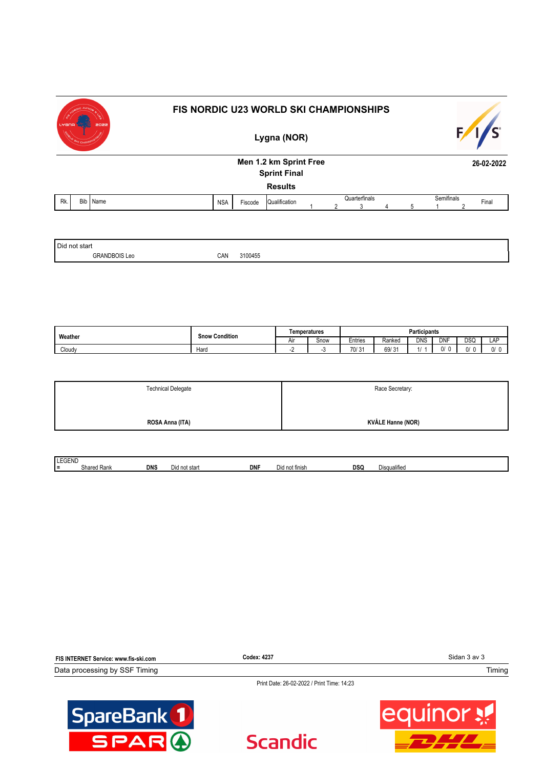# FIS NORDIC U23 WORLD SKI CHAMPIONSHIPS

## Lygna (NOR)

### Men 1.2 km Sprint Free

### Sprint Final

26-02-2022

### Results

| Rk. | Bib | Name | NSA | Fiscode | Qualification | Quarterfinals 1 | 2 | 3 | 4 | 5 | Semifinals 1 | 2 | Final |
|---|---|---|---|---|---|---|---|---|---|---|---|---|---|
| **Did not start** | | | | | | | | | | | | | |
| | | GRANDBOIS Leo | CAN | 3100455 | | | | | | | | | |

| Weather | Snow Condition | Temperatures | | Participants | | | | | |
|---|---|---|---|---|---|---|---|---|---|
| | | Air | Snow | Entries | Ranked | DNS | DNF | DSQ | LAP |
| Cloudy | Hard | -2 | -3 | 70/ 31 | 69/ 31 | 1/ 1 | 0/ 0 | 0/ 0 | 0/ 0 |

| Technical Delegate | Race Secretary: |
|---|---|
| **ROSA Anna (ITA)** | **KVÅLE Hanne (NOR)** |

| LEGEND | | | |
|---|---|---|---|
| **=** Shared Rank | **DNS** Did not start | **DNF** Did not finish | **DSQ** Disqualified |

**FIS INTERNET Service: www.fis-ski.com**

**Codex: 4237**

Data processing by SSF Timing

Timing

Print Date: 26-02-2022 / Print Time: 14:23